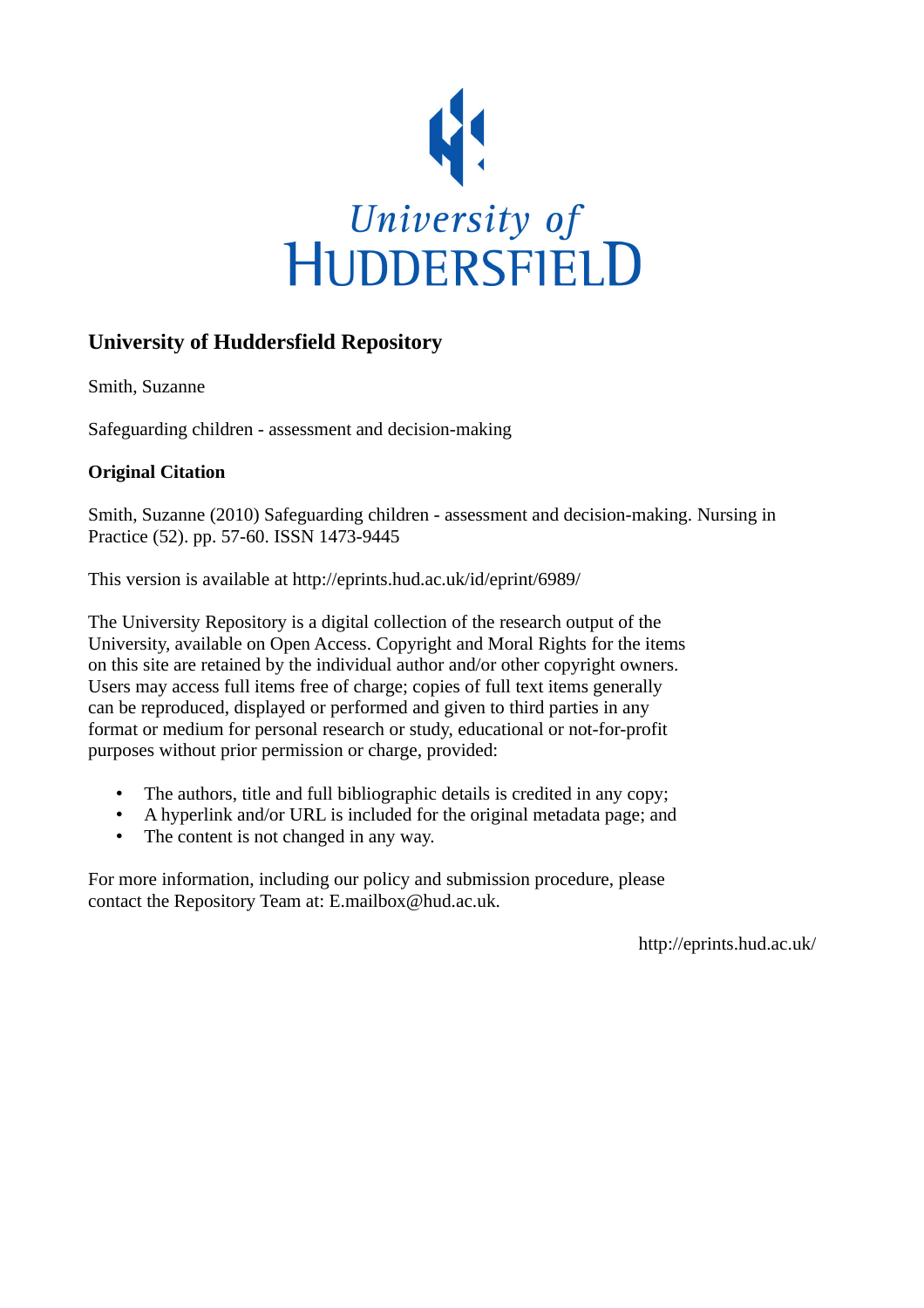University of Huddersfield

## University of Huddersfield Repository

Smith, Suzanne

Safeguarding children - assessment and decision-making

**Original Citation**

Smith, Suzanne (2010) Safeguarding children - assessment and decision-making. Nursing in Practice (52). pp. 57-60. ISSN 1473-9445

This version is available at http://eprints.hud.ac.uk/id/eprint/6989/

The University Repository is a digital collection of the research output of the University, available on Open Access. Copyright and Moral Rights for the items on this site are retained by the individual author and/or other copyright owners. Users may access full items free of charge; copies of full text items generally can be reproduced, displayed or performed and given to third parties in any format or medium for personal research or study, educational or not-for-profit purposes without prior permission or charge, provided:

- The authors, title and full bibliographic details is credited in any copy;
- A hyperlink and/or URL is included for the original metadata page; and
- The content is not changed in any way.

For more information, including our policy and submission procedure, please contact the Repository Team at: E.mailbox@hud.ac.uk.

http://eprints.hud.ac.uk/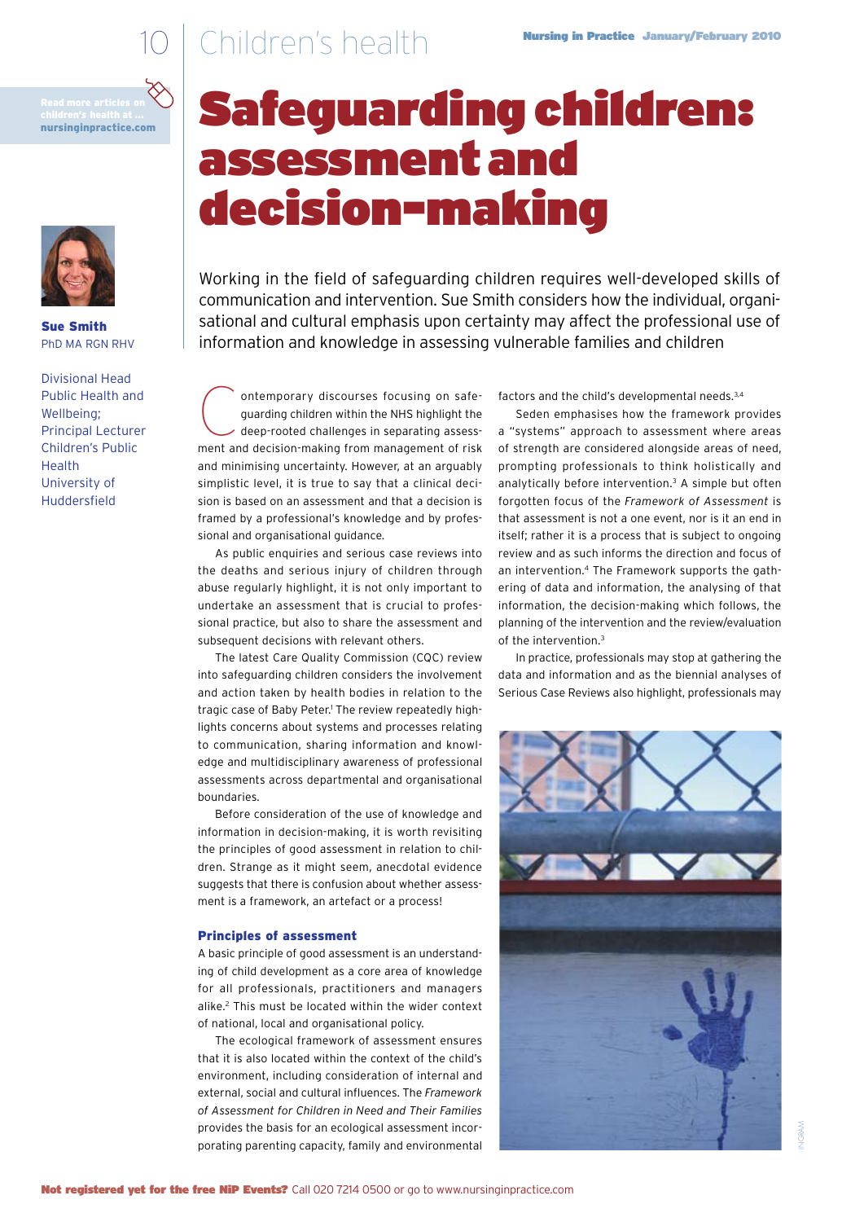# Safeguarding children: assessment and decision-making

**Sue Smith**
PhD MA RGN RHV

Divisional Head Public Health and Wellbeing; Principal Lecturer Children's Public Health University of Huddersfield

Working in the field of safeguarding children requires well-developed skills of communication and intervention. Sue Smith considers how the individual, organisational and cultural emphasis upon certainty may affect the professional use of information and knowledge in assessing vulnerable families and children

Contemporary discourses focusing on safeguarding children within the NHS highlight the deep-rooted challenges in separating assessment and decision-making from management of risk and minimising uncertainty. However, at an arguably simplistic level, it is true to say that a clinical decision is based on an assessment and that a decision is framed by a professional's knowledge and by professional and organisational guidance.

As public enquiries and serious case reviews into the deaths and serious injury of children through abuse regularly highlight, it is not only important to undertake an assessment that is crucial to professional practice, but also to share the assessment and subsequent decisions with relevant others.

The latest Care Quality Commission (CQC) review into safeguarding children considers the involvement and action taken by health bodies in relation to the tragic case of Baby Peter.[1] The review repeatedly highlights concerns about systems and processes relating to communication, sharing information and knowledge and multidisciplinary awareness of professional assessments across departmental and organisational boundaries.

Before consideration of the use of knowledge and information in decision-making, it is worth revisiting the principles of good assessment in relation to children. Strange as it might seem, anecdotal evidence suggests that there is confusion about whether assessment is a framework, an artefact or a process!

### Principles of assessment

A basic principle of good assessment is an understanding of child development as a core area of knowledge for all professionals, practitioners and managers alike.[2] This must be located within the wider context of national, local and organisational policy.

The ecological framework of assessment ensures that it is also located within the context of the child's environment, including consideration of internal and external, social and cultural influences. The *Framework of Assessment for Children in Need and Their Families* provides the basis for an ecological assessment incorporating parenting capacity, family and environmental factors and the child's developmental needs.[3,4]

Seden emphasises how the framework provides a "systems" approach to assessment where areas of strength are considered alongside areas of need, prompting professionals to think holistically and analytically before intervention.[3] A simple but often forgotten focus of the *Framework of Assessment* is that assessment is not a one event, nor is it an end in itself; rather it is a process that is subject to ongoing review and as such informs the direction and focus of an intervention.[4] The Framework supports the gathering of data and information, the analysing of that information, the decision-making which follows, the planning of the intervention and the review/evaluation of the intervention.[3]

In practice, professionals may stop at gathering the data and information and as the biennial analyses of Serious Case Reviews also highlight, professionals may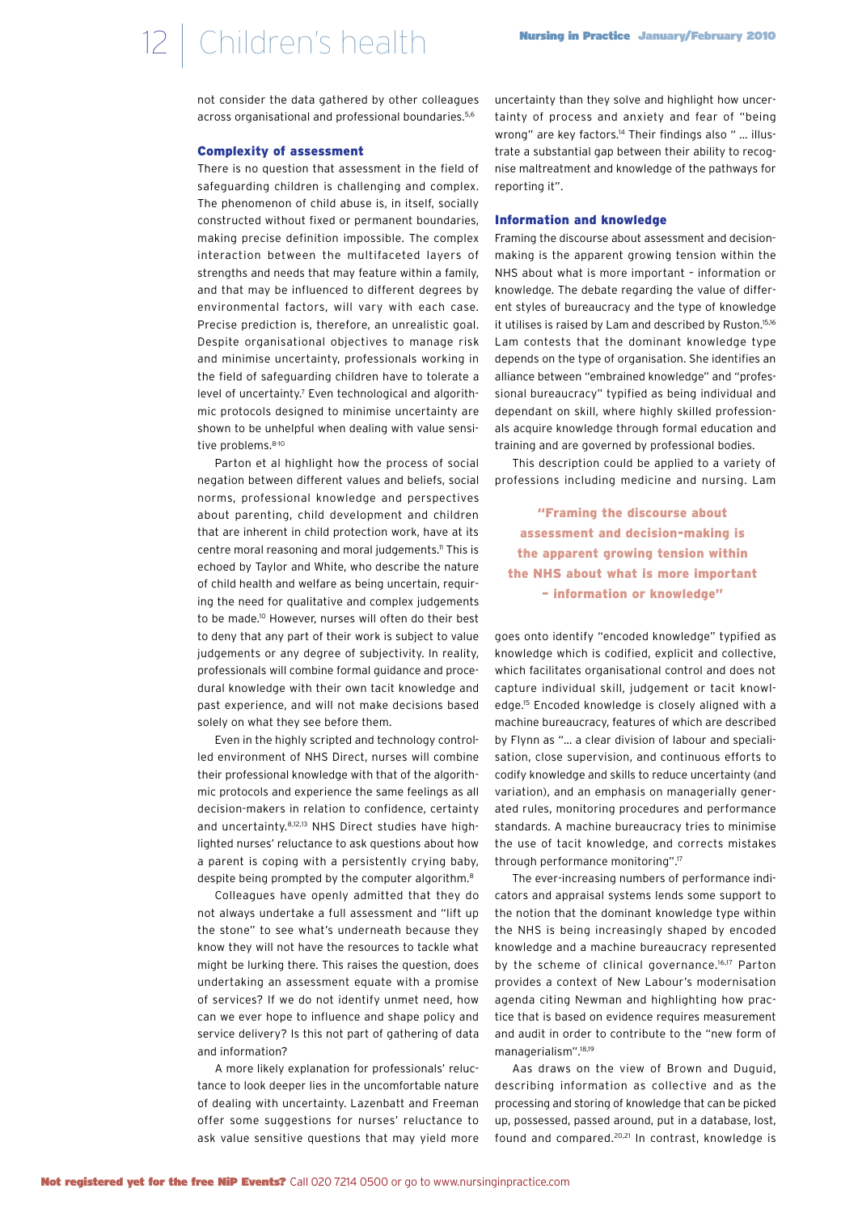not consider the data gathered by other colleagues across organisational and professional boundaries.[5,6]

### Complexity of assessment

There is no question that assessment in the field of safeguarding children is challenging and complex. The phenomenon of child abuse is, in itself, socially constructed without fixed or permanent boundaries, making precise definition impossible. The complex interaction between the multifaceted layers of strengths and needs that may feature within a family, and that may be influenced to different degrees by environmental factors, will vary with each case. Precise prediction is, therefore, an unrealistic goal. Despite organisational objectives to manage risk and minimise uncertainty, professionals working in the field of safeguarding children have to tolerate a level of uncertainty.[7] Even technological and algorithmic protocols designed to minimise uncertainty are shown to be unhelpful when dealing with value sensitive problems.[8-10]

Parton et al highlight how the process of social negation between different values and beliefs, social norms, professional knowledge and perspectives about parenting, child development and children that are inherent in child protection work, have at its centre moral reasoning and moral judgements.[11] This is echoed by Taylor and White, who describe the nature of child health and welfare as being uncertain, requiring the need for qualitative and complex judgements to be made.[10] However, nurses will often do their best to deny that any part of their work is subject to value judgements or any degree of subjectivity. In reality, professionals will combine formal guidance and procedural knowledge with their own tacit knowledge and past experience, and will not make decisions based solely on what they see before them.

Even in the highly scripted and technology controlled environment of NHS Direct, nurses will combine their professional knowledge with that of the algorithmic protocols and experience the same feelings as all decision-makers in relation to confidence, certainty and uncertainty.[8,12,13] NHS Direct studies have highlighted nurses' reluctance to ask questions about how a parent is coping with a persistently crying baby, despite being prompted by the computer algorithm.[8]

Colleagues have openly admitted that they do not always undertake a full assessment and "lift up the stone" to see what's underneath because they know they will not have the resources to tackle what might be lurking there. This raises the question, does undertaking an assessment equate with a promise of services? If we do not identify unmet need, how can we ever hope to influence and shape policy and service delivery? Is this not part of gathering of data and information?

A more likely explanation for professionals' reluctance to look deeper lies in the uncomfortable nature of dealing with uncertainty. Lazenbatt and Freeman offer some suggestions for nurses' reluctance to ask value sensitive questions that may yield more uncertainty than they solve and highlight how uncertainty of process and anxiety and fear of "being wrong" are key factors.[14] Their findings also " … illustrate a substantial gap between their ability to recognise maltreatment and knowledge of the pathways for reporting it".

### Information and knowledge

Framing the discourse about assessment and decision-making is the apparent growing tension within the NHS about what is more important – information or knowledge. The debate regarding the value of different styles of bureaucracy and the type of knowledge it utilises is raised by Lam and described by Ruston.[15,16] Lam contests that the dominant knowledge type depends on the type of organisation. She identifies an alliance between "embrained knowledge" and "professional bureaucracy" typified as being individual and dependant on skill, where highly skilled professionals acquire knowledge through formal education and training and are governed by professional bodies.

This description could be applied to a variety of professions including medicine and nursing. Lam goes onto identify "encoded knowledge" typified as knowledge which is codified, explicit and collective, which facilitates organisational control and does not capture individual skill, judgement or tacit knowledge.[15] Encoded knowledge is closely aligned with a machine bureaucracy, features of which are described by Flynn as "… a clear division of labour and specialisation, close supervision, and continuous efforts to codify knowledge and skills to reduce uncertainty (and variation), and an emphasis on managerially generated rules, monitoring procedures and performance standards. A machine bureaucracy tries to minimise the use of tacit knowledge, and corrects mistakes through performance monitoring".[17]

> **"Framing the discourse about assessment and decision-making is the apparent growing tension within the NHS about what is more important – information or knowledge"**

The ever-increasing numbers of performance indicators and appraisal systems lends some support to the notion that the dominant knowledge type within the NHS is being increasingly shaped by encoded knowledge and a machine bureaucracy represented by the scheme of clinical governance.[16,17] Parton provides a context of New Labour's modernisation agenda citing Newman and highlighting how practice that is based on evidence requires measurement and audit in order to contribute to the "new form of managerialism".[18,19]

Aas draws on the view of Brown and Duguid, describing information as collective and as the processing and storing of knowledge that can be picked up, possessed, passed around, put in a database, lost, found and compared.[20,21] In contrast, knowledge is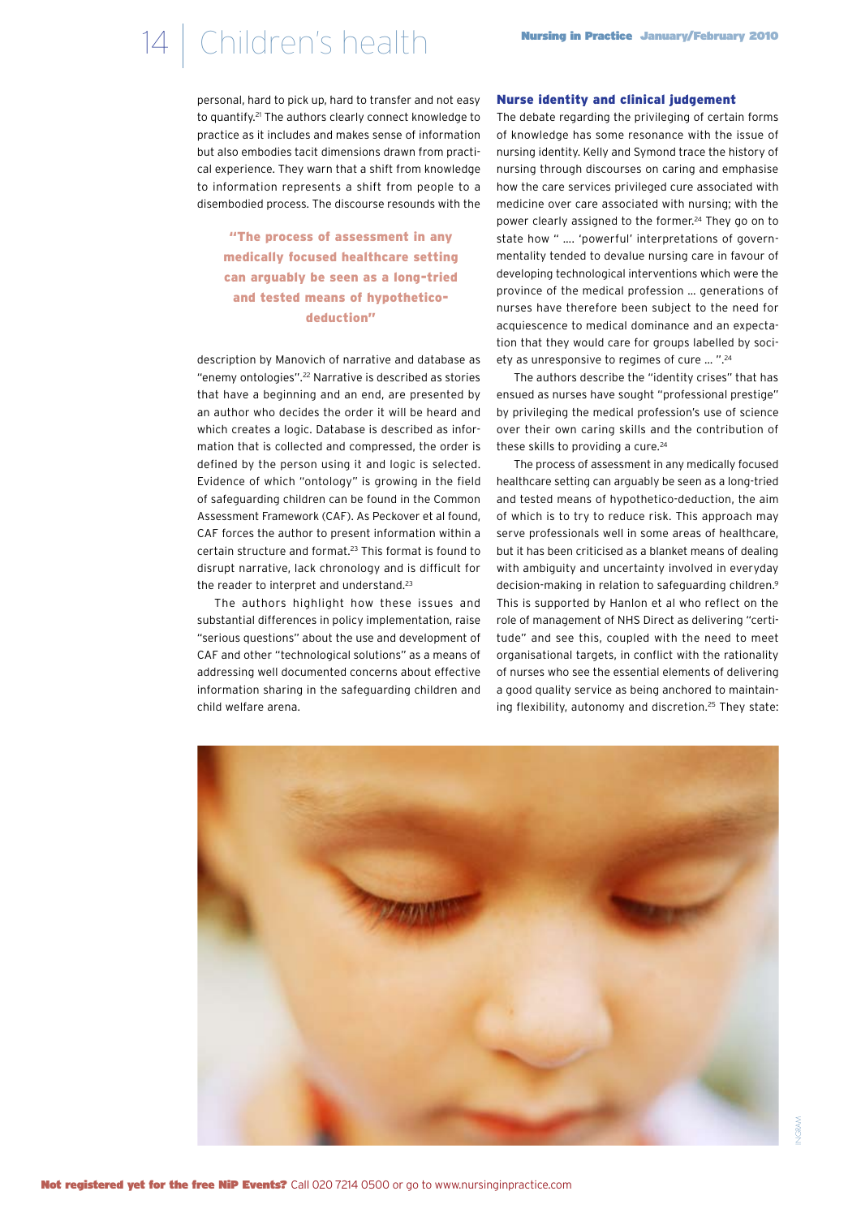personal, hard to pick up, hard to transfer and not easy to quantify.[21] The authors clearly connect knowledge to practice as it includes and makes sense of information but also embodies tacit dimensions drawn from practical experience. They warn that a shift from knowledge to information represents a shift from people to a disembodied process. The discourse resounds with the description by Manovich of narrative and database as "enemy ontologies".[22] Narrative is described as stories that have a beginning and an end, are presented by an author who decides the order it will be heard and which creates a logic. Database is described as information that is collected and compressed, the order is defined by the person using it and logic is selected. Evidence of which "ontology" is growing in the field of safeguarding children can be found in the Common Assessment Framework (CAF). As Peckover et al found, CAF forces the author to present information within a certain structure and format.[23] This format is found to disrupt narrative, lack chronology and is difficult for the reader to interpret and understand.[23]

The authors highlight how these issues and substantial differences in policy implementation, raise "serious questions" about the use and development of CAF and other "technological solutions" as a means of addressing well documented concerns about effective information sharing in the safeguarding children and child welfare arena.

**"The process of assessment in any medically focused healthcare setting can arguably be seen as a long-tried and tested means of hypothetico-deduction"**

### Nurse identity and clinical judgement

The debate regarding the privileging of certain forms of knowledge has some resonance with the issue of nursing identity. Kelly and Symond trace the history of nursing through discourses on caring and emphasise how the care services privileged cure associated with medicine over care associated with nursing; with the power clearly assigned to the former.[24] They go on to state how " .... 'powerful' interpretations of governmentality tended to devalue nursing care in favour of developing technological interventions which were the province of the medical profession ... generations of nurses have therefore been subject to the need for acquiescence to medical dominance and an expectation that they would care for groups labelled by society as unresponsive to regimes of cure ... ".[24]

The authors describe the "identity crises" that has ensued as nurses have sought "professional prestige" by privileging the medical profession's use of science over their own caring skills and the contribution of these skills to providing a cure.[24]

The process of assessment in any medically focused healthcare setting can arguably be seen as a long-tried and tested means of hypothetico-deduction, the aim of which is to try to reduce risk. This approach may serve professionals well in some areas of healthcare, but it has been criticised as a blanket means of dealing with ambiguity and uncertainty involved in everyday decision-making in relation to safeguarding children.[9] This is supported by Hanlon et al who reflect on the role of management of NHS Direct as delivering "certitude" and see this, coupled with the need to meet organisational targets, in conflict with the rationality of nurses who see the essential elements of delivering a good quality service as being anchored to maintaining flexibility, autonomy and discretion.[25] They state: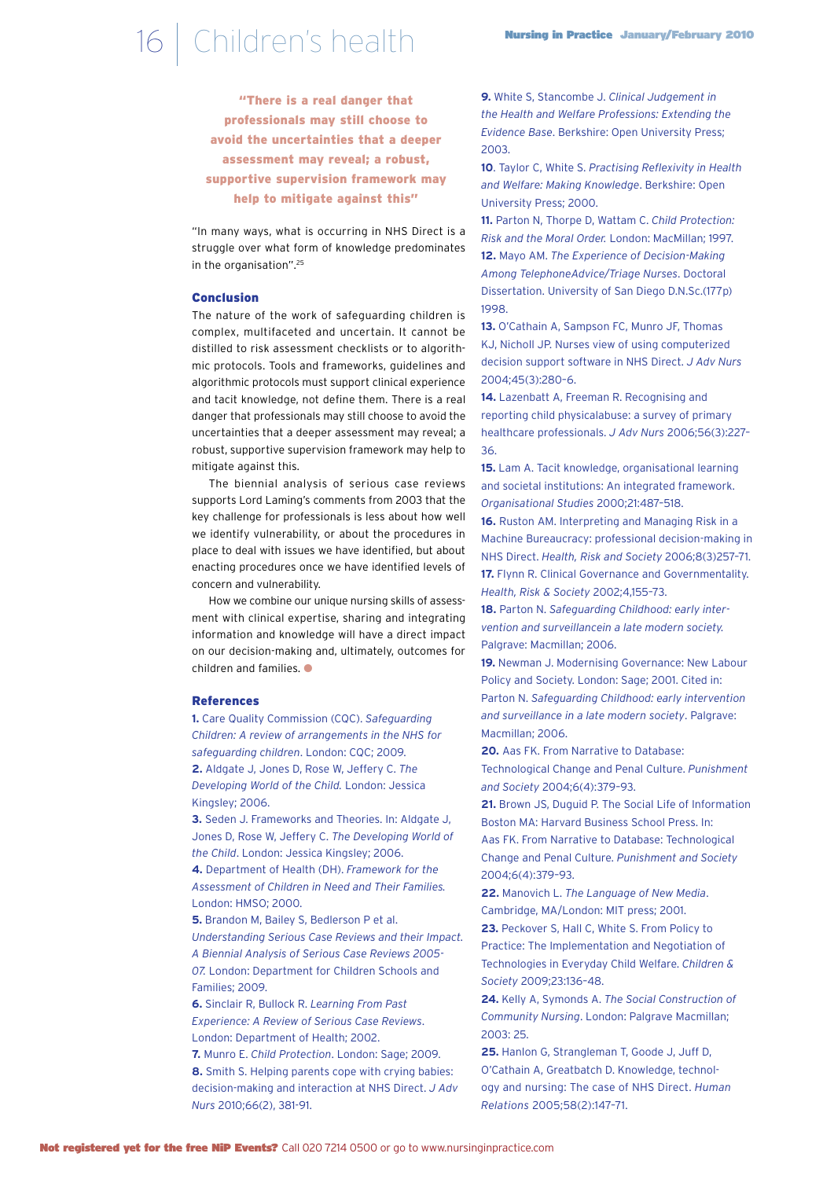**"There is a real danger that professionals may still choose to avoid the uncertainties that a deeper assessment may reveal; a robust, supportive supervision framework may help to mitigate against this"**

"In many ways, what is occurring in NHS Direct is a struggle over what form of knowledge predominates in the organisation".[25]

## Conclusion

The nature of the work of safeguarding children is complex, multifaceted and uncertain. It cannot be distilled to risk assessment checklists or to algorithmic protocols. Tools and frameworks, guidelines and algorithmic protocols must support clinical experience and tacit knowledge, not define them. There is a real danger that professionals may still choose to avoid the uncertainties that a deeper assessment may reveal; a robust, supportive supervision framework may help to mitigate against this.

The biennial analysis of serious case reviews supports Lord Laming's comments from 2003 that the key challenge for professionals is less about how well we identify vulnerability, or about the procedures in place to deal with issues we have identified, but about enacting procedures once we have identified levels of concern and vulnerability.

How we combine our unique nursing skills of assessment with clinical expertise, sharing and integrating information and knowledge will have a direct impact on our decision-making and, ultimately, outcomes for children and families.

## References

**1.** Care Quality Commission (CQC). *Safeguarding Children: A review of arrangements in the NHS for safeguarding children*. London: CQC; 2009.

**2.** Aldgate J, Jones D, Rose W, Jeffery C. *The Developing World of the Child.* London: Jessica Kingsley; 2006.

**3.** Seden J. Frameworks and Theories. In: Aldgate J, Jones D, Rose W, Jeffery C. *The Developing World of the Child*. London: Jessica Kingsley; 2006.

**4.** Department of Health (DH). *Framework for the Assessment of Children in Need and Their Families.* London: HMSO; 2000.

**5.** Brandon M, Bailey S, Bedlerson P et al. *Understanding Serious Case Reviews and their Impact. A Biennial Analysis of Serious Case Reviews 2005-07.* London: Department for Children Schools and Families; 2009.

**6.** Sinclair R, Bullock R. *Learning From Past Experience: A Review of Serious Case Reviews*. London: Department of Health; 2002.

**7.** Munro E. *Child Protection*. London: Sage; 2009.

**8.** Smith S. Helping parents cope with crying babies: decision-making and interaction at NHS Direct. *J Adv Nurs* 2010;66(2), 381-91.

**9.** White S, Stancombe J. *Clinical Judgement in the Health and Welfare Professions: Extending the Evidence Base*. Berkshire: Open University Press; 2003.

**10**. Taylor C, White S. *Practising Reflexivity in Health and Welfare: Making Knowledge*. Berkshire: Open University Press; 2000.

**11.** Parton N, Thorpe D, Wattam C. *Child Protection: Risk and the Moral Order.* London: MacMillan; 1997.

**12.** Mayo AM. *The Experience of Decision-Making Among TelephoneAdvice/Triage Nurses*. Doctoral Dissertation. University of San Diego D.N.Sc.(177p) 1998.

**13.** O'Cathain A, Sampson FC, Munro JF, Thomas KJ, Nicholl JP. Nurses view of using computerized decision support software in NHS Direct. *J Adv Nurs* 2004;45(3):280–6.

**14.** Lazenbatt A, Freeman R. Recognising and reporting child physicalabuse: a survey of primary healthcare professionals. *J Adv Nurs* 2006;56(3):227–36.

**15.** Lam A. Tacit knowledge, organisational learning and societal institutions: An integrated framework. *Organisational Studies* 2000;21:487–518.

**16.** Ruston AM. Interpreting and Managing Risk in a Machine Bureaucracy: professional decision-making in NHS Direct. *Health, Risk and Society* 2006;8(3)257-71.

**17.** Flynn R. Clinical Governance and Governmentality. *Health, Risk & Society* 2002;4,155–73.

**18.** Parton N. *Safeguarding Childhood: early intervention and surveillancein a late modern society.* Palgrave: Macmillan; 2006.

**19.** Newman J. Modernising Governance: New Labour Policy and Society. London: Sage; 2001. Cited in: Parton N. *Safeguarding Childhood: early intervention and surveillance in a late modern society*. Palgrave: Macmillan; 2006.

**20.** Aas FK. From Narrative to Database: Technological Change and Penal Culture. *Punishment and Society* 2004;6(4):379–93.

**21.** Brown JS, Duguid P. The Social Life of Information Boston MA: Harvard Business School Press. In: Aas FK. From Narrative to Database: Technological Change and Penal Culture. *Punishment and Society* 2004;6(4):379–93.

**22.** Manovich L. *The Language of New Media*. Cambridge, MA/London: MIT press; 2001.

**23.** Peckover S, Hall C, White S. From Policy to Practice: The Implementation and Negotiation of Technologies in Everyday Child Welfare. *Children & Society* 2009;23:136–48.

**24.** Kelly A, Symonds A. *The Social Construction of Community Nursing*. London: Palgrave Macmillan; 2003: 25.

**25.** Hanlon G, Strangleman T, Goode J, Juff D, O'Cathain A, Greatbatch D. Knowledge, technology and nursing: The case of NHS Direct. *Human Relations* 2005;58(2):147–71.